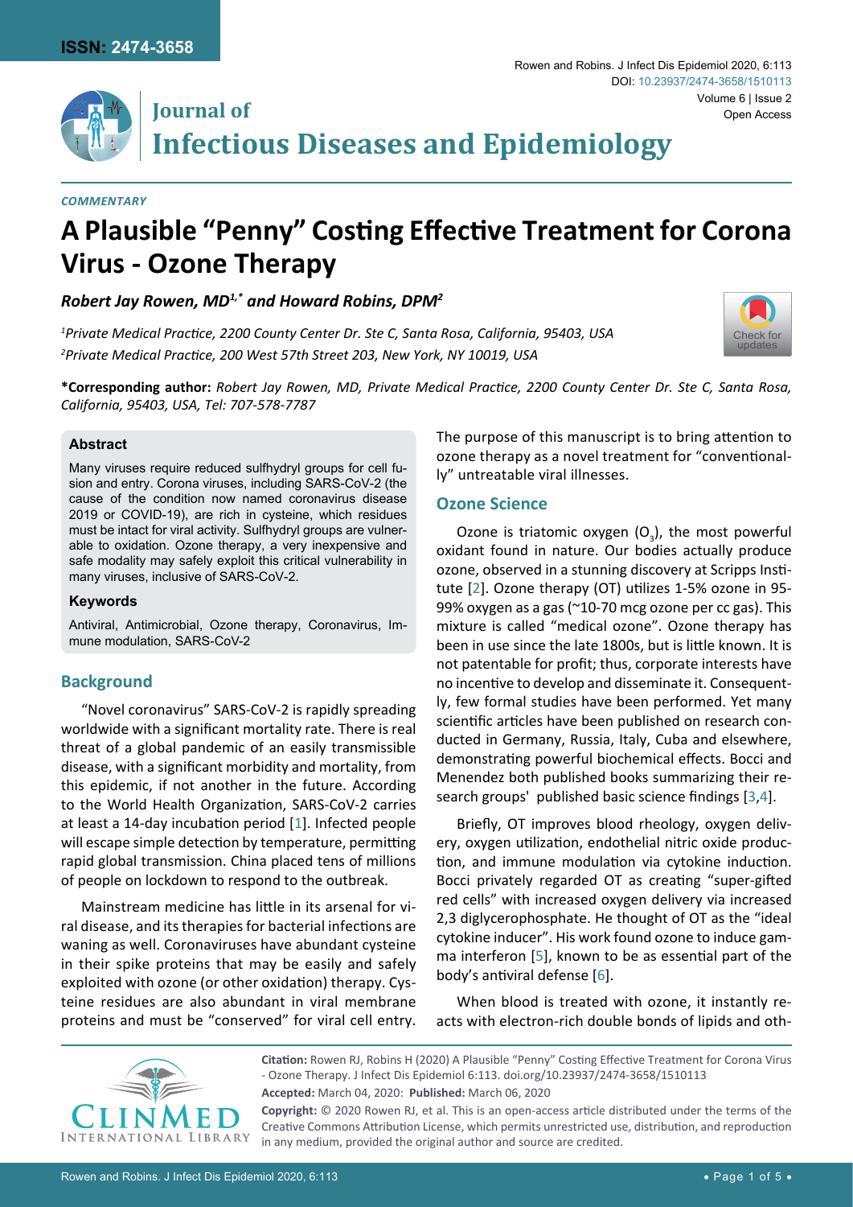*COMMENTARY*

# A Plausible "Penny" Costing Effective Treatment for Corona Virus - Ozone Therapy

***Robert Jay Rowen, MD[1,*] and Howard Robins, DPM[2]***

*[1]Private Medical Practice, 2200 County Center Dr. Ste C, Santa Rosa, California, 95403, USA*

*[2]Private Medical Practice, 200 West 57th Street 203, New York, NY 10019, USA*

**\*Corresponding author:** *Robert Jay Rowen, MD, Private Medical Practice, 2200 County Center Dr. Ste C, Santa Rosa, California, 95403, USA, Tel: 707-578-7787*

### Abstract

Many viruses require reduced sulfhydryl groups for cell fusion and entry. Corona viruses, including SARS-CoV-2 (the cause of the condition now named coronavirus disease 2019 or COVID-19), are rich in cysteine, which residues must be intact for viral activity. Sulfhydryl groups are vulnerable to oxidation. Ozone therapy, a very inexpensive and safe modality may safely exploit this critical vulnerability in many viruses, inclusive of SARS-CoV-2.

### Keywords

Antiviral, Antimicrobial, Ozone therapy, Coronavirus, Immune modulation, SARS-CoV-2

## Background

"Novel coronavirus" SARS-CoV-2 is rapidly spreading worldwide with a significant mortality rate. There is real threat of a global pandemic of an easily transmissible disease, with a significant morbidity and mortality, from this epidemic, if not another in the future. According to the World Health Organization, SARS-CoV-2 carries at least a 14-day incubation period [1]. Infected people will escape simple detection by temperature, permitting rapid global transmission. China placed tens of millions of people on lockdown to respond to the outbreak.

Mainstream medicine has little in its arsenal for viral disease, and its therapies for bacterial infections are waning as well. Coronaviruses have abundant cysteine in their spike proteins that may be easily and safely exploited with ozone (or other oxidation) therapy. Cysteine residues are also abundant in viral membrane proteins and must be "conserved" for viral cell entry. The purpose of this manuscript is to bring attention to ozone therapy as a novel treatment for "conventionally" untreatable viral illnesses.

## Ozone Science

Ozone is triatomic oxygen ($O_3$), the most powerful oxidant found in nature. Our bodies actually produce ozone, observed in a stunning discovery at Scripps Institute [2]. Ozone therapy (OT) utilizes 1-5% ozone in 95-99% oxygen as a gas (~10-70 mcg ozone per cc gas). This mixture is called "medical ozone". Ozone therapy has been in use since the late 1800s, but is little known. It is not patentable for profit; thus, corporate interests have no incentive to develop and disseminate it. Consequently, few formal studies have been performed. Yet many scientific articles have been published on research conducted in Germany, Russia, Italy, Cuba and elsewhere, demonstrating powerful biochemical effects. Bocci and Menendez both published books summarizing their research groups' published basic science findings [3,4].

Briefly, OT improves blood rheology, oxygen delivery, oxygen utilization, endothelial nitric oxide production, and immune modulation via cytokine induction. Bocci privately regarded OT as creating "super-gifted red cells" with increased oxygen delivery via increased 2,3 diglycerophosphate. He thought of OT as the "ideal cytokine inducer". His work found ozone to induce gamma interferon [5], known to be as essential part of the body's antiviral defense [6].

When blood is treated with ozone, it instantly reacts with electron-rich double bonds of lipids and oth-

**Citation:** Rowen RJ, Robins H (2020) A Plausible "Penny" Costing Effective Treatment for Corona Virus - Ozone Therapy. J Infect Dis Epidemiol 6:113. doi.org/10.23937/2474-3658/1510113

**Accepted:** March 04, 2020: **Published:** March 06, 2020

**Copyright:** © 2020 Rowen RJ, et al. This is an open-access article distributed under the terms of the Creative Commons Attribution License, which permits unrestricted use, distribution, and reproduction in any medium, provided the original author and source are credited.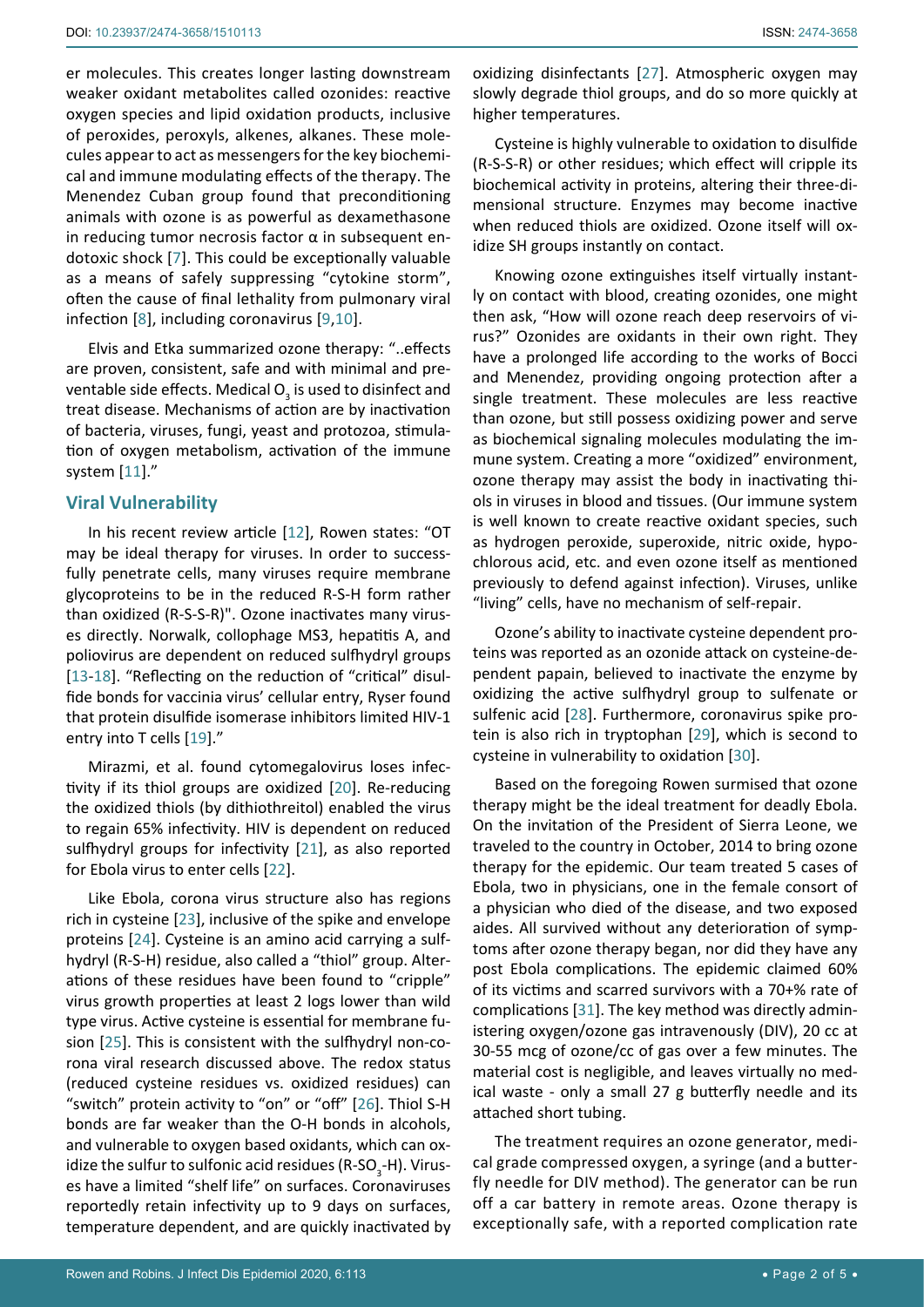er molecules. This creates longer lasting downstream weaker oxidant metabolites called ozonides: reactive oxygen species and lipid oxidation products, inclusive of peroxides, peroxyls, alkenes, alkanes. These molecules appear to act as messengers for the key biochemical and immune modulating effects of the therapy. The Menendez Cuban group found that preconditioning animals with ozone is as powerful as dexamethasone in reducing tumor necrosis factor α in subsequent endotoxic shock [7]. This could be exceptionally valuable as a means of safely suppressing "cytokine storm", often the cause of final lethality from pulmonary viral infection [8], including coronavirus [9,10].

Elvis and Etka summarized ozone therapy: "..effects are proven, consistent, safe and with minimal and preventable side effects. Medical $O_3$ is used to disinfect and treat disease. Mechanisms of action are by inactivation of bacteria, viruses, fungi, yeast and protozoa, stimulation of oxygen metabolism, activation of the immune system [11]."

## Viral Vulnerability

In his recent review article [12], Rowen states: "OT may be ideal therapy for viruses. In order to successfully penetrate cells, many viruses require membrane glycoproteins to be in the reduced R-S-H form rather than oxidized (R-S-S-R)". Ozone inactivates many viruses directly. Norwalk, collophage MS3, hepatitis A, and poliovirus are dependent on reduced sulfhydryl groups [13-18]. "Reflecting on the reduction of "critical" disulfide bonds for vaccinia virus' cellular entry, Ryser found that protein disulfide isomerase inhibitors limited HIV-1 entry into T cells [19]."

Mirazmi, et al. found cytomegalovirus loses infectivity if its thiol groups are oxidized [20]. Re-reducing the oxidized thiols (by dithiothreitol) enabled the virus to regain 65% infectivity. HIV is dependent on reduced sulfhydryl groups for infectivity [21], as also reported for Ebola virus to enter cells [22].

Like Ebola, corona virus structure also has regions rich in cysteine [23], inclusive of the spike and envelope proteins [24]. Cysteine is an amino acid carrying a sulfhydryl (R-S-H) residue, also called a "thiol" group. Alterations of these residues have been found to "cripple" virus growth properties at least 2 logs lower than wild type virus. Active cysteine is essential for membrane fusion [25]. This is consistent with the sulfhydryl non-corona viral research discussed above. The redox status (reduced cysteine residues vs. oxidized residues) can "switch" protein activity to "on" or "off" [26]. Thiol S-H bonds are far weaker than the O-H bonds in alcohols, and vulnerable to oxygen based oxidants, which can oxidize the sulfur to sulfonic acid residues (R-$SO_3$-H). Viruses have a limited "shelf life" on surfaces. Coronaviruses reportedly retain infectivity up to 9 days on surfaces, temperature dependent, and are quickly inactivated by oxidizing disinfectants [27]. Atmospheric oxygen may slowly degrade thiol groups, and do so more quickly at higher temperatures.

Cysteine is highly vulnerable to oxidation to disulfide (R-S-S-R) or other residues; which effect will cripple its biochemical activity in proteins, altering their three-dimensional structure. Enzymes may become inactive when reduced thiols are oxidized. Ozone itself will oxidize SH groups instantly on contact.

Knowing ozone extinguishes itself virtually instantly on contact with blood, creating ozonides, one might then ask, "How will ozone reach deep reservoirs of virus?" Ozonides are oxidants in their own right. They have a prolonged life according to the works of Bocci and Menendez, providing ongoing protection after a single treatment. These molecules are less reactive than ozone, but still possess oxidizing power and serve as biochemical signaling molecules modulating the immune system. Creating a more "oxidized" environment, ozone therapy may assist the body in inactivating thiols in viruses in blood and tissues. (Our immune system is well known to create reactive oxidant species, such as hydrogen peroxide, superoxide, nitric oxide, hypochlorous acid, etc. and even ozone itself as mentioned previously to defend against infection). Viruses, unlike "living" cells, have no mechanism of self-repair.

Ozone's ability to inactivate cysteine dependent proteins was reported as an ozonide attack on cysteine-dependent papain, believed to inactivate the enzyme by oxidizing the active sulfhydryl group to sulfenate or sulfenic acid [28]. Furthermore, coronavirus spike protein is also rich in tryptophan [29], which is second to cysteine in vulnerability to oxidation [30].

Based on the foregoing Rowen surmised that ozone therapy might be the ideal treatment for deadly Ebola. On the invitation of the President of Sierra Leone, we traveled to the country in October, 2014 to bring ozone therapy for the epidemic. Our team treated 5 cases of Ebola, two in physicians, one in the female consort of a physician who died of the disease, and two exposed aides. All survived without any deterioration of symptoms after ozone therapy began, nor did they have any post Ebola complications. The epidemic claimed 60% of its victims and scarred survivors with a 70+% rate of complications [31]. The key method was directly administering oxygen/ozone gas intravenously (DIV), 20 cc at 30-55 mcg of ozone/cc of gas over a few minutes. The material cost is negligible, and leaves virtually no medical waste - only a small 27 g butterfly needle and its attached short tubing.

The treatment requires an ozone generator, medical grade compressed oxygen, a syringe (and a butterfly needle for DIV method). The generator can be run off a car battery in remote areas. Ozone therapy is exceptionally safe, with a reported complication rate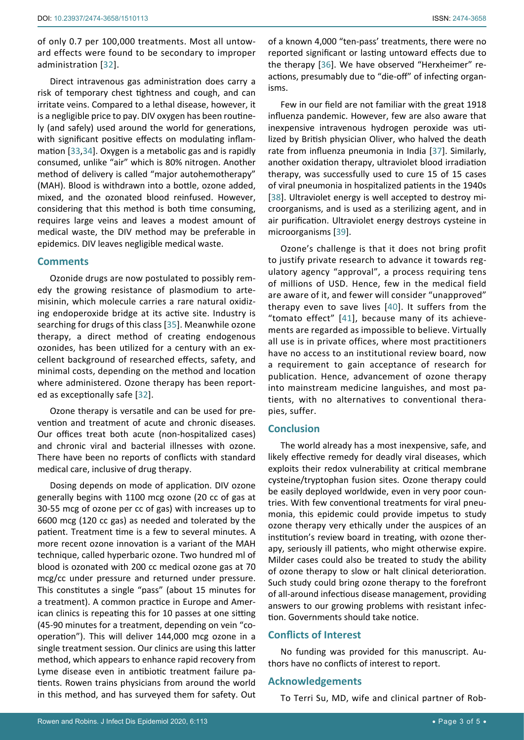of only 0.7 per 100,000 treatments. Most all untoward effects were found to be secondary to improper administration [32].

Direct intravenous gas administration does carry a risk of temporary chest tightness and cough, and can irritate veins. Compared to a lethal disease, however, it is a negligible price to pay. DIV oxygen has been routinely (and safely) used around the world for generations, with significant positive effects on modulating inflammation [33,34]. Oxygen is a metabolic gas and is rapidly consumed, unlike "air" which is 80% nitrogen. Another method of delivery is called "major autohemotherapy" (MAH). Blood is withdrawn into a bottle, ozone added, mixed, and the ozonated blood reinfused. However, considering that this method is both time consuming, requires large veins and leaves a modest amount of medical waste, the DIV method may be preferable in epidemics. DIV leaves negligible medical waste.

## Comments

Ozonide drugs are now postulated to possibly remedy the growing resistance of plasmodium to artemisinin, which molecule carries a rare natural oxidizing endoperoxide bridge at its active site. Industry is searching for drugs of this class [35]. Meanwhile ozone therapy, a direct method of creating endogenous ozonides, has been utilized for a century with an excellent background of researched effects, safety, and minimal costs, depending on the method and location where administered. Ozone therapy has been reported as exceptionally safe [32].

Ozone therapy is versatile and can be used for prevention and treatment of acute and chronic diseases. Our offices treat both acute (non-hospitalized cases) and chronic viral and bacterial illnesses with ozone. There have been no reports of conflicts with standard medical care, inclusive of drug therapy.

Dosing depends on mode of application. DIV ozone generally begins with 1100 mcg ozone (20 cc of gas at 30-55 mcg of ozone per cc of gas) with increases up to 6600 mcg (120 cc gas) as needed and tolerated by the patient. Treatment time is a few to several minutes. A more recent ozone innovation is a variant of the MAH technique, called hyperbaric ozone. Two hundred ml of blood is ozonated with 200 cc medical ozone gas at 70 mcg/cc under pressure and returned under pressure. This constitutes a single "pass" (about 15 minutes for a treatment). A common practice in Europe and American clinics is repeating this for 10 passes at one sitting (45-90 minutes for a treatment, depending on vein "cooperation"). This will deliver 144,000 mcg ozone in a single treatment session. Our clinics are using this latter method, which appears to enhance rapid recovery from Lyme disease even in antibiotic treatment failure patients. Rowen trains physicians from around the world in this method, and has surveyed them for safety. Out of a known 4,000 "ten-pass' treatments, there were no reported significant or lasting untoward effects due to the therapy [36]. We have observed "Herxheimer" reactions, presumably due to "die-off" of infecting organisms.

Few in our field are not familiar with the great 1918 influenza pandemic. However, few are also aware that inexpensive intravenous hydrogen peroxide was utilized by British physician Oliver, who halved the death rate from influenza pneumonia in India [37]. Similarly, another oxidation therapy, ultraviolet blood irradiation therapy, was successfully used to cure 15 of 15 cases of viral pneumonia in hospitalized patients in the 1940s [38]. Ultraviolet energy is well accepted to destroy microorganisms, and is used as a sterilizing agent, and in air purification. Ultraviolet energy destroys cysteine in microorganisms [39].

Ozone's challenge is that it does not bring profit to justify private research to advance it towards regulatory agency "approval", a process requiring tens of millions of USD. Hence, few in the medical field are aware of it, and fewer will consider "unapproved" therapy even to save lives [40]. It suffers from the "tomato effect" [41], because many of its achievements are regarded as impossible to believe. Virtually all use is in private offices, where most practitioners have no access to an institutional review board, now a requirement to gain acceptance of research for publication. Hence, advancement of ozone therapy into mainstream medicine languishes, and most patients, with no alternatives to conventional therapies, suffer.

## Conclusion

The world already has a most inexpensive, safe, and likely effective remedy for deadly viral diseases, which exploits their redox vulnerability at critical membrane cysteine/tryptophan fusion sites. Ozone therapy could be easily deployed worldwide, even in very poor countries. With few conventional treatments for viral pneumonia, this epidemic could provide impetus to study ozone therapy very ethically under the auspices of an institution's review board in treating, with ozone therapy, seriously ill patients, who might otherwise expire. Milder cases could also be treated to study the ability of ozone therapy to slow or halt clinical deterioration. Such study could bring ozone therapy to the forefront of all-around infectious disease management, providing answers to our growing problems with resistant infection. Governments should take notice.

## Conflicts of Interest

No funding was provided for this manuscript. Authors have no conflicts of interest to report.

## Acknowledgements

To Terri Su, MD, wife and clinical partner of Rob-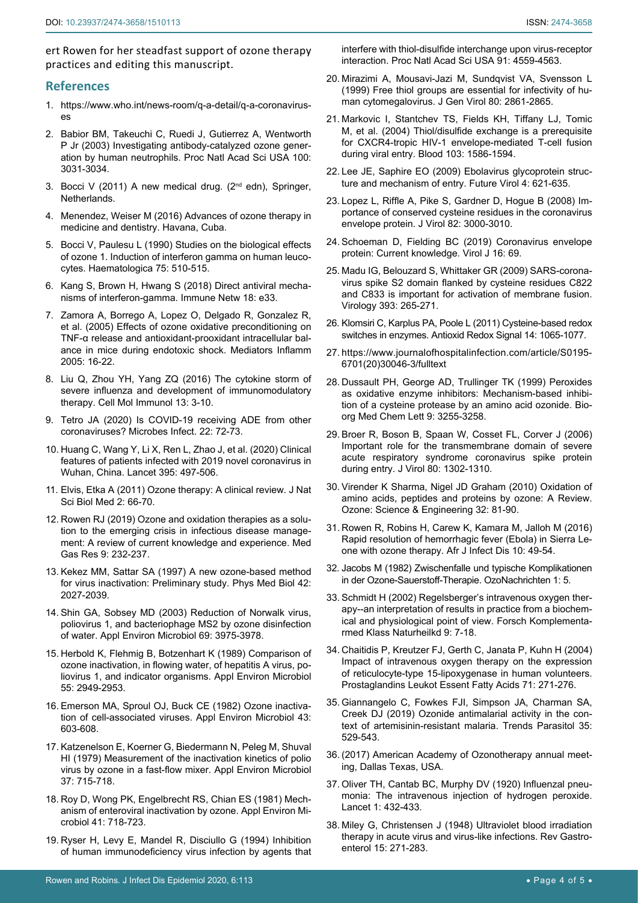ert Rowen for her steadfast support of ozone therapy practices and editing this manuscript.

## References

1. https://www.who.int/news-room/q-a-detail/q-a-coronaviruses
2. Babior BM, Takeuchi C, Ruedi J, Gutierrez A, Wentworth P Jr (2003) Investigating antibody-catalyzed ozone generation by human neutrophils. Proc Natl Acad Sci USA 100: 3031-3034.
3. Bocci V (2011) A new medical drug. (2nd edn), Springer, Netherlands.
4. Menendez, Weiser M (2016) Advances of ozone therapy in medicine and dentistry. Havana, Cuba.
5. Bocci V, Paulesu L (1990) Studies on the biological effects of ozone 1. Induction of interferon gamma on human leucocytes. Haematologica 75: 510-515.
6. Kang S, Brown H, Hwang S (2018) Direct antiviral mechanisms of interferon-gamma. Immune Netw 18: e33.
7. Zamora A, Borrego A, Lopez O, Delgado R, Gonzalez R, et al. (2005) Effects of ozone oxidative preconditioning on TNF-α release and antioxidant-prooxidant intracellular balance in mice during endotoxic shock. Mediators Inflamm 2005: 16-22.
8. Liu Q, Zhou YH, Yang ZQ (2016) The cytokine storm of severe influenza and development of immunomodulatory therapy. Cell Mol Immunol 13: 3-10.
9. Tetro JA (2020) Is COVID-19 receiving ADE from other coronaviruses? Microbes Infect. 22: 72-73.
10. Huang C, Wang Y, Li X, Ren L, Zhao J, et al. (2020) Clinical features of patients infected with 2019 novel coronavirus in Wuhan, China. Lancet 395: 497-506.
11. Elvis, Etka A (2011) Ozone therapy: A clinical review. J Nat Sci Biol Med 2: 66-70.
12. Rowen RJ (2019) Ozone and oxidation therapies as a solution to the emerging crisis in infectious disease management: A review of current knowledge and experience. Med Gas Res 9: 232-237.
13. Kekez MM, Sattar SA (1997) A new ozone-based method for virus inactivation: Preliminary study. Phys Med Biol 42: 2027-2039.
14. Shin GA, Sobsey MD (2003) Reduction of Norwalk virus, poliovirus 1, and bacteriophage MS2 by ozone disinfection of water. Appl Environ Microbiol 69: 3975-3978.
15. Herbold K, Flehmig B, Botzenhart K (1989) Comparison of ozone inactivation, in flowing water, of hepatitis A virus, poliovirus 1, and indicator organisms. Appl Environ Microbiol 55: 2949-2953.
16. Emerson MA, Sproul OJ, Buck CE (1982) Ozone inactivation of cell-associated viruses. Appl Environ Microbiol 43: 603-608.
17. Katzenelson E, Koerner G, Biedermann N, Peleg M, Shuval HI (1979) Measurement of the inactivation kinetics of polio virus by ozone in a fast-flow mixer. Appl Environ Microbiol 37: 715-718.
18. Roy D, Wong PK, Engelbrecht RS, Chian ES (1981) Mechanism of enteroviral inactivation by ozone. Appl Environ Microbiol 41: 718-723.
19. Ryser H, Levy E, Mandel R, Disciullo G (1994) Inhibition of human immunodeficiency virus infection by agents that interfere with thiol-disulfide interchange upon virus-receptor interaction. Proc Natl Acad Sci USA 91: 4559-4563.
20. Mirazimi A, Mousavi-Jazi M, Sundqvist VA, Svensson L (1999) Free thiol groups are essential for infectivity of human cytomegalovirus. J Gen Virol 80: 2861-2865.
21. Markovic I, Stantchev TS, Fields KH, Tiffany LJ, Tomic M, et al. (2004) Thiol/disulfide exchange is a prerequisite for CXCR4-tropic HIV-1 envelope-mediated T-cell fusion during viral entry. Blood 103: 1586-1594.
22. Lee JE, Saphire EO (2009) Ebolavirus glycoprotein structure and mechanism of entry. Future Virol 4: 621-635.
23. Lopez L, Riffle A, Pike S, Gardner D, Hogue B (2008) Importance of conserved cysteine residues in the coronavirus envelope protein. J Virol 82: 3000-3010.
24. Schoeman D, Fielding BC (2019) Coronavirus envelope protein: Current knowledge. Virol J 16: 69.
25. Madu IG, Belouzard S, Whittaker GR (2009) SARS-coronavirus spike S2 domain flanked by cysteine residues C822 and C833 is important for activation of membrane fusion. Virology 393: 265-271.
26. Klomsiri C, Karplus PA, Poole L (2011) Cysteine-based redox switches in enzymes. Antioxid Redox Signal 14: 1065-1077.
27. https://www.journalofhospitalinfection.com/article/S0195-6701(20)30046-3/fulltext
28. Dussault PH, George AD, Trullinger TK (1999) Peroxides as oxidative enzyme inhibitors: Mechanism-based inhibition of a cysteine protease by an amino acid ozonide. Bioorg Med Chem Lett 9: 3255-3258.
29. Broer R, Boson B, Spaan W, Cosset FL, Corver J (2006) Important role for the transmembrane domain of severe acute respiratory syndrome coronavirus spike protein during entry. J Virol 80: 1302-1310.
30. Virender K Sharma, Nigel JD Graham (2010) Oxidation of amino acids, peptides and proteins by ozone: A Review. Ozone: Science & Engineering 32: 81-90.
31. Rowen R, Robins H, Carew K, Kamara M, Jalloh M (2016) Rapid resolution of hemorrhagic fever (Ebola) in Sierra Leone with ozone therapy. Afr J Infect Dis 10: 49-54.
32. Jacobs M (1982) Zwischenfalle und typische Komplikationen in der Ozone-Sauerstoff-Therapie. OzoNachrichten 1: 5.
33. Schmidt H (2002) Regelsberger's intravenous oxygen therapy--an interpretation of results in practice from a biochemical and physiological point of view. Forsch Komplementarmed Klass Naturheilkd 9: 7-18.
34. Chaitidis P, Kreutzer FJ, Gerth C, Janata P, Kuhn H (2004) Impact of intravenous oxygen therapy on the expression of reticulocyte-type 15-lipoxygenase in human volunteers. Prostaglandins Leukot Essent Fatty Acids 71: 271-276.
35. Giannangelo C, Fowkes FJI, Simpson JA, Charman SA, Creek DJ (2019) Ozonide antimalarial activity in the context of artemisinin-resistant malaria. Trends Parasitol 35: 529-543.
36. (2017) American Academy of Ozonotherapy annual meeting, Dallas Texas, USA.
37. Oliver TH, Cantab BC, Murphy DV (1920) Influenzal pneumonia: The intravenous injection of hydrogen peroxide. Lancet 1: 432-433.
38. Miley G, Christensen J (1948) Ultraviolet blood irradiation therapy in acute virus and virus-like infections. Rev Gastroenterol 15: 271-283.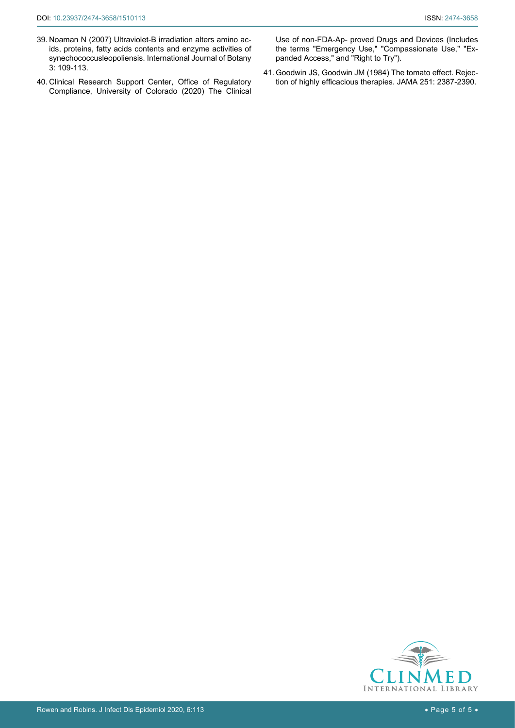39. Noaman N (2007) Ultraviolet-B irradiation alters amino acids, proteins, fatty acids contents and enzyme activities of synechococcusleopoliensis. International Journal of Botany 3: 109-113.
40. Clinical Research Support Center, Office of Regulatory Compliance, University of Colorado (2020) The Clinical Use of non-FDA-Ap- proved Drugs and Devices (Includes the terms "Emergency Use," "Compassionate Use," "Expanded Access," and "Right to Try").
41. Goodwin JS, Goodwin JM (1984) The tomato effect. Rejection of highly efficacious therapies. JAMA 251: 2387-2390.